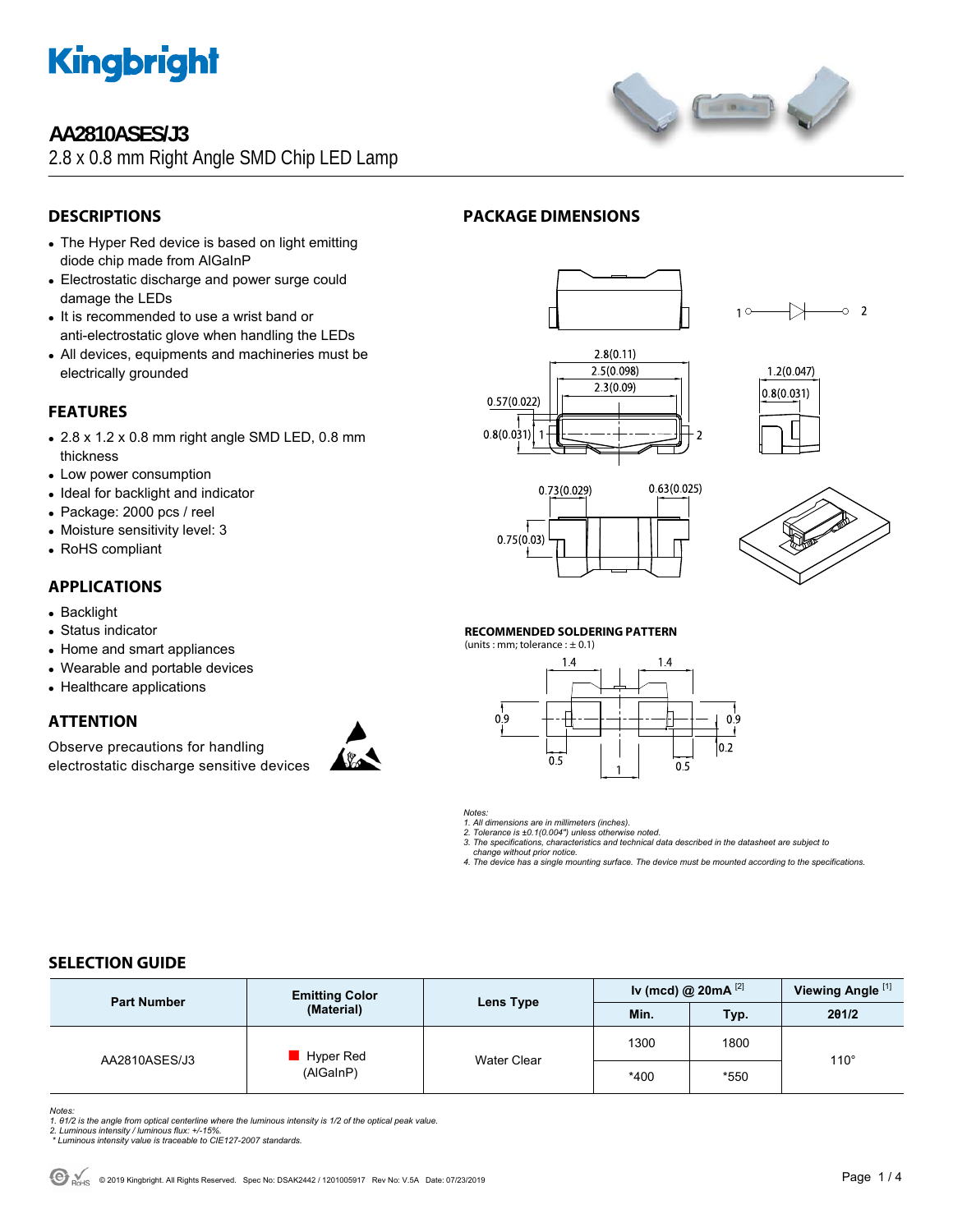# AA2810ASES/J3

2.8 x 0.8 mm Right Angle SMD Chip LED Lamp

## DESCRIPTIONS

- The Hyper Red device is based on light emitting diode chip made from AlGaInP
- Electrostatic discharge and power surge could damage the LEDs
- It is recommended to use a wrist band or anti-electrostatic glove when handling the LEDs
- All devices, equipments and machineries must be electrically grounded

## FEATURES

- 2.8 x 1.2 x 0.8 mm right angle SMD LED, 0.8 mm thickness
- Low power consumption
- Ideal for backlight and indicator
- Package: 2000 pcs / reel
- Moisture sensitivity level: 3
- RoHS compliant

## APPLICATIONS

- Backlight
- Status indicator
- Home and smart appliances
- Wearable and portable devices
- Healthcare applications

## ATTENTION

Observe precautions for handling electrostatic discharge sensitive devices

## PACKAGE DIMENSIONS

### RECOMMENDED SOLDERING PATTERN

(units : mm; tolerance : ± 0.1)

*Notes:*
*1. All dimensions are in millimeters (inches).*
*2. Tolerance is ±0.1(0.004") unless otherwise noted.*
*3. The specifications, characteristics and technical data described in the datasheet are subject to change without prior notice.*
*4. The device has a single mounting surface. The device must be mounted according to the specifications.*

## SELECTION GUIDE

| Part Number | Emitting Color (Material) | Lens Type | Iv (mcd) @ 20mA [2] | | Viewing Angle [1] |
|---|---|---|---|---|---|
| | | | Min. | Typ. | 2θ1/2 |
| AA2810ASES/J3 | Hyper Red (AlGaInP) | Water Clear | 1300 | 1800 | 110° |
| | | | *400 | *550 | |

*Notes:*
*1. θ1/2 is the angle from optical centerline where the luminous intensity is 1/2 of the optical peak value.*
*2. Luminous intensity / luminous flux: +/-15%.*
*\* Luminous intensity value is traceable to CIE127-2007 standards.*

© 2019 Kingbright. All Rights Reserved. Spec No: DSAK2442 / 1201005917 Rev No: V.5A Date: 07/23/2019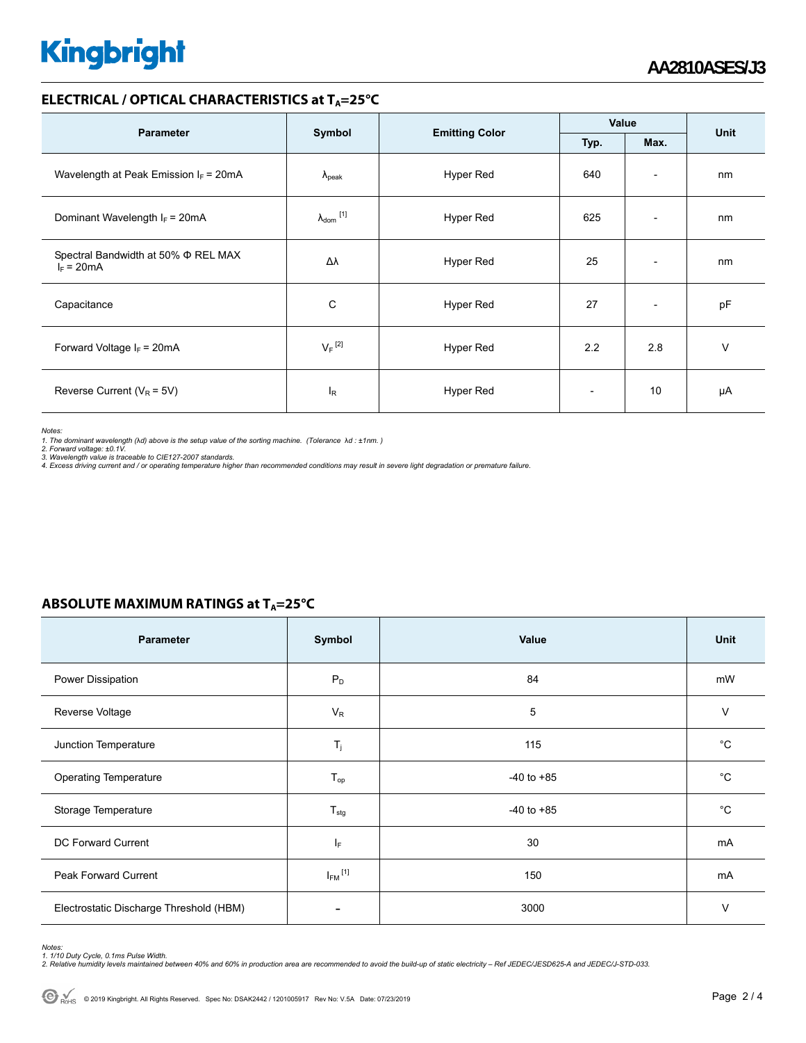## ELECTRICAL / OPTICAL CHARACTERISTICS at $T_A$=25°C

| Parameter | Symbol | Emitting Color | Value | | Unit |
|---|---|---|---|---|---|
| | | | Typ. | Max. | |
| Wavelength at Peak Emission $I_F$ = 20mA | $\lambda_{peak}$ | Hyper Red | 640 | - | nm |
| Dominant Wavelength $I_F$ = 20mA | $\lambda_{dom}$ [1] | Hyper Red | 625 | - | nm |
| Spectral Bandwidth at 50% Φ REL MAX $I_F$ = 20mA | Δλ | Hyper Red | 25 | - | nm |
| Capacitance | C | Hyper Red | 27 | - | pF |
| Forward Voltage $I_F$ = 20mA | $V_F$ [2] | Hyper Red | 2.2 | 2.8 | V |
| Reverse Current ($V_R$ = 5V) | $I_R$ | Hyper Red | - | 10 | µA |

*Notes:*
*1. The dominant wavelength (λd) above is the setup value of the sorting machine. (Tolerance λd : ±1nm. )*
*2. Forward voltage: ±0.1V.*
*3. Wavelength value is traceable to CIE127-2007 standards.*
*4. Excess driving current and / or operating temperature higher than recommended conditions may result in severe light degradation or premature failure.*

## ABSOLUTE MAXIMUM RATINGS at $T_A$=25°C

| Parameter | Symbol | Value | Unit |
|---|---|---|---|
| Power Dissipation | $P_D$ | 84 | mW |
| Reverse Voltage | $V_R$ | 5 | V |
| Junction Temperature | $T_j$ | 115 | °C |
| Operating Temperature | $T_{op}$ | -40 to +85 | °C |
| Storage Temperature | $T_{stg}$ | -40 to +85 | °C |
| DC Forward Current | $I_F$ | 30 | mA |
| Peak Forward Current | $I_{FM}$ [1] | 150 | mA |
| Electrostatic Discharge Threshold (HBM) | - | 3000 | V |

*Notes:*
*1. 1/10 Duty Cycle, 0.1ms Pulse Width.*
*2. Relative humidity levels maintained between 40% and 60% in production area are recommended to avoid the build-up of static electricity – Ref JEDEC/JESD625-A and JEDEC/J-STD-033.*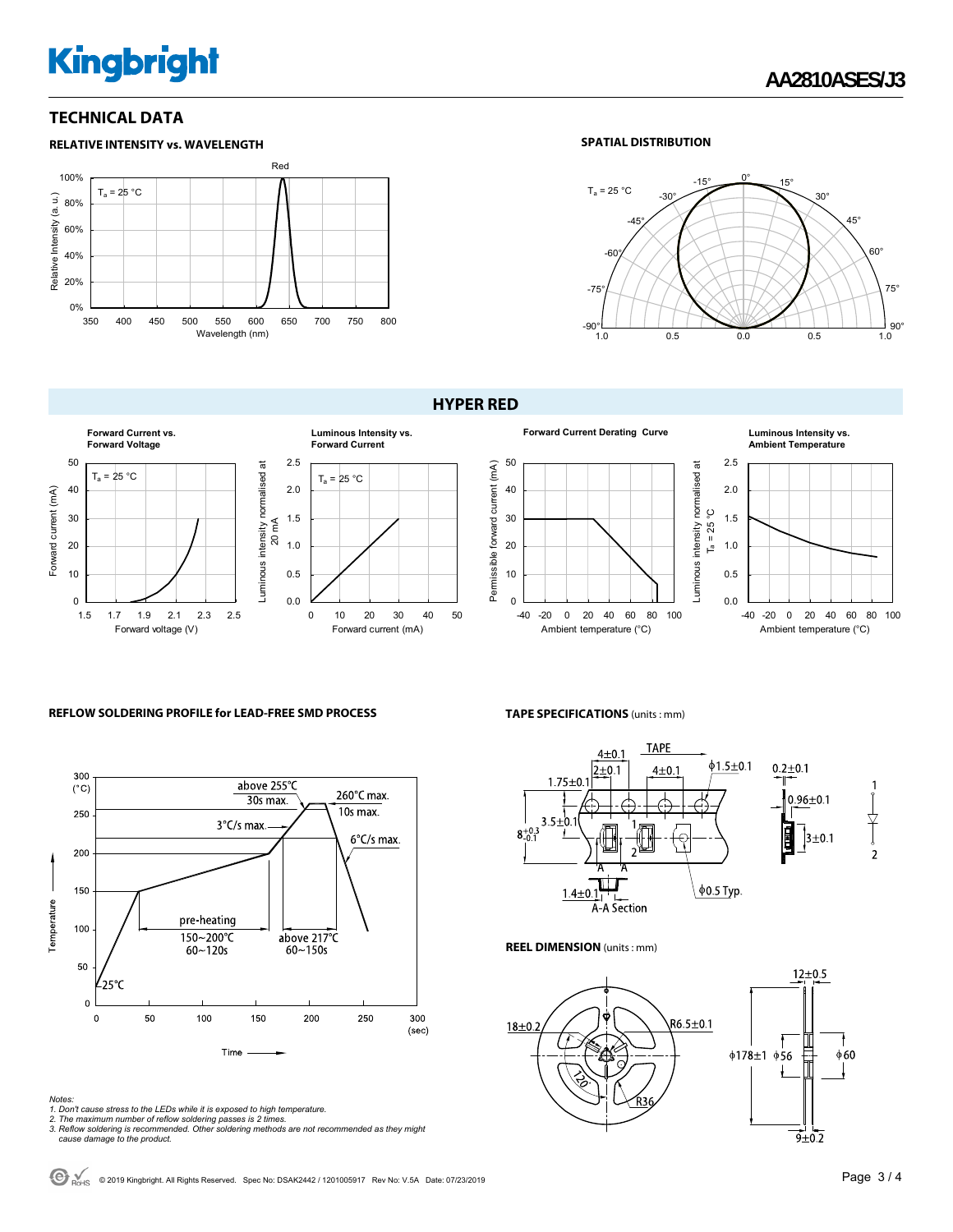## TECHNICAL DATA

### RELATIVE INTENSITY vs. WAVELENGTH

### SPATIAL DISTRIBUTION

## HYPER RED

**Forward Current vs. Forward Voltage**

**Luminous Intensity vs. Forward Current**

**Forward Current Derating Curve**

**Luminous Intensity vs. Ambient Temperature**

### REFLOW SOLDERING PROFILE for LEAD-FREE SMD PROCESS

### TAPE SPECIFICATIONS (units : mm)

### REEL DIMENSION (units : mm)

*Notes:*
*1. Don't cause stress to the LEDs while it is exposed to high temperature.*
*2. The maximum number of reflow soldering passes is 2 times.*
*3. Reflow soldering is recommended. Other soldering methods are not recommended as they might cause damage to the product.*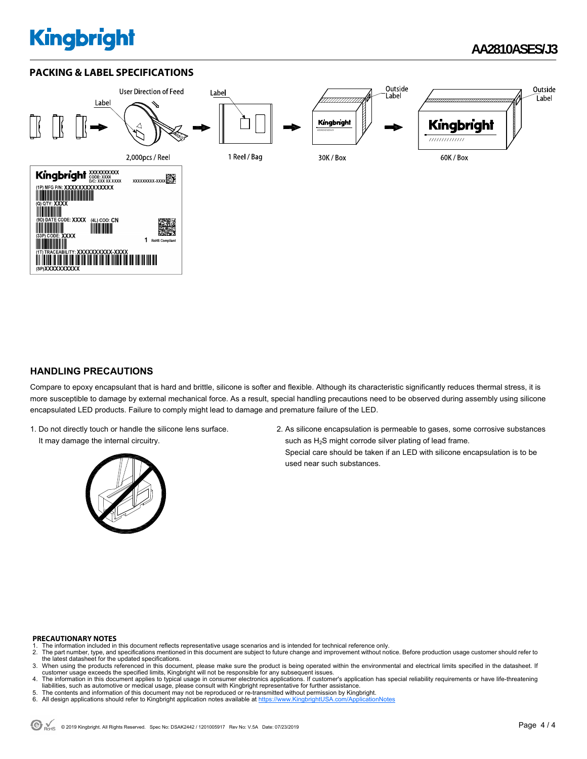## PACKING & LABEL SPECIFICATIONS

User Direction of Feed

Label

Label

Outside Label

Outside Label

2,000pcs / Reel

1 Reel / Bag

30K / Box

60K / Box

## HANDLING PRECAUTIONS

Compare to epoxy encapsulant that is hard and brittle, silicone is softer and flexible. Although its characteristic significantly reduces thermal stress, it is more susceptible to damage by external mechanical force. As a result, special handling precautions need to be observed during assembly using silicone encapsulated LED products. Failure to comply might lead to damage and premature failure of the LED.

1. Do not directly touch or handle the silicone lens surface. It may damage the internal circuitry.

2. As silicone encapsulation is permeable to gases, some corrosive substances such as $H_2S$ might corrode silver plating of lead frame. Special care should be taken if an LED with silicone encapsulation is to be used near such substances.

**PRECAUTIONARY NOTES**

1. The information included in this document reflects representative usage scenarios and is intended for technical reference only.
2. The part number, type, and specifications mentioned in this document are subject to future change and improvement without notice. Before production usage customer should refer to the latest datasheet for the updated specifications.
3. When using the products referenced in this document, please make sure the product is being operated within the environmental and electrical limits specified in the datasheet. If customer usage exceeds the specified limits, Kingbright will not be responsible for any subsequent issues.
4. The information in this document applies to typical usage in consumer electronics applications. If customer's application has special reliability requirements or have life-threatening liabilities, such as automotive or medical usage, please consult with Kingbright representative for further assistance.
5. The contents and information of this document may not be reproduced or re-transmitted without permission by Kingbright.
6. All design applications should refer to Kingbright application notes available at https://www.KingbrightUSA.com/ApplicationNotes

© 2019 Kingbright. All Rights Reserved. Spec No: DSAK2442 / 1201005917 Rev No: V.5A Date: 07/23/2019